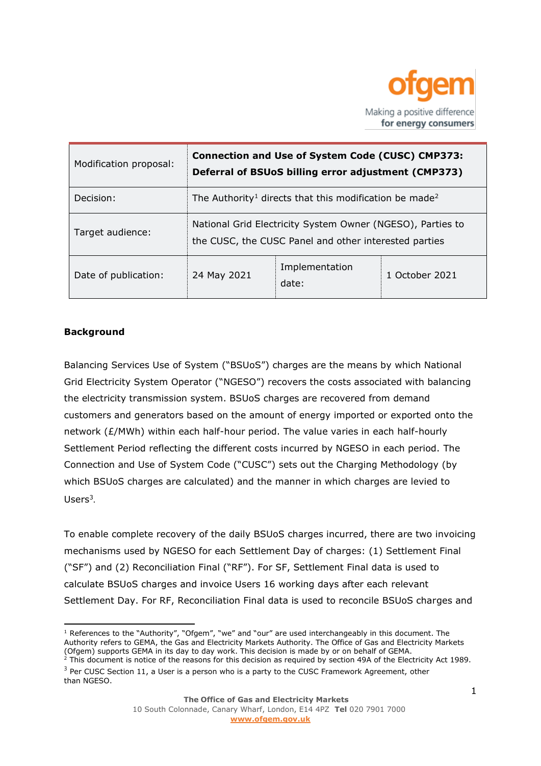| Modification proposal: | **Connection and Use of System Code (CUSC) CMP373: Deferral of BSUoS billing error adjustment (CMP373)** | | |
|---|---|---|---|
| Decision: | The Authority[1] directs that this modification be made[2] | | |
| Target audience: | National Grid Electricity System Owner (NGESO), Parties to the CUSC, the CUSC Panel and other interested parties | | |
| Date of publication: | 24 May 2021 | Implementation date: | 1 October 2021 |

## Background

Balancing Services Use of System ("BSUoS") charges are the means by which National Grid Electricity System Operator ("NGESO") recovers the costs associated with balancing the electricity transmission system. BSUoS charges are recovered from demand customers and generators based on the amount of energy imported or exported onto the network (£/MWh) within each half-hour period. The value varies in each half-hourly Settlement Period reflecting the different costs incurred by NGESO in each period. The Connection and Use of System Code ("CUSC") sets out the Charging Methodology (by which BSUoS charges are calculated) and the manner in which charges are levied to Users[3].

To enable complete recovery of the daily BSUoS charges incurred, there are two invoicing mechanisms used by NGESO for each Settlement Day of charges: (1) Settlement Final ("SF") and (2) Reconciliation Final ("RF"). For SF, Settlement Final data is used to calculate BSUoS charges and invoice Users 16 working days after each relevant Settlement Day. For RF, Reconciliation Final data is used to reconcile BSUoS charges and

---

[1] References to the "Authority", "Ofgem", "we" and "our" are used interchangeably in this document. The Authority refers to GEMA, the Gas and Electricity Markets Authority. The Office of Gas and Electricity Markets (Ofgem) supports GEMA in its day to day work. This decision is made by or on behalf of GEMA.

[2] This document is notice of the reasons for this decision as required by section 49A of the Electricity Act 1989.

[3] Per CUSC Section 11, a User is a person who is a party to the CUSC Framework Agreement, other than NGESO.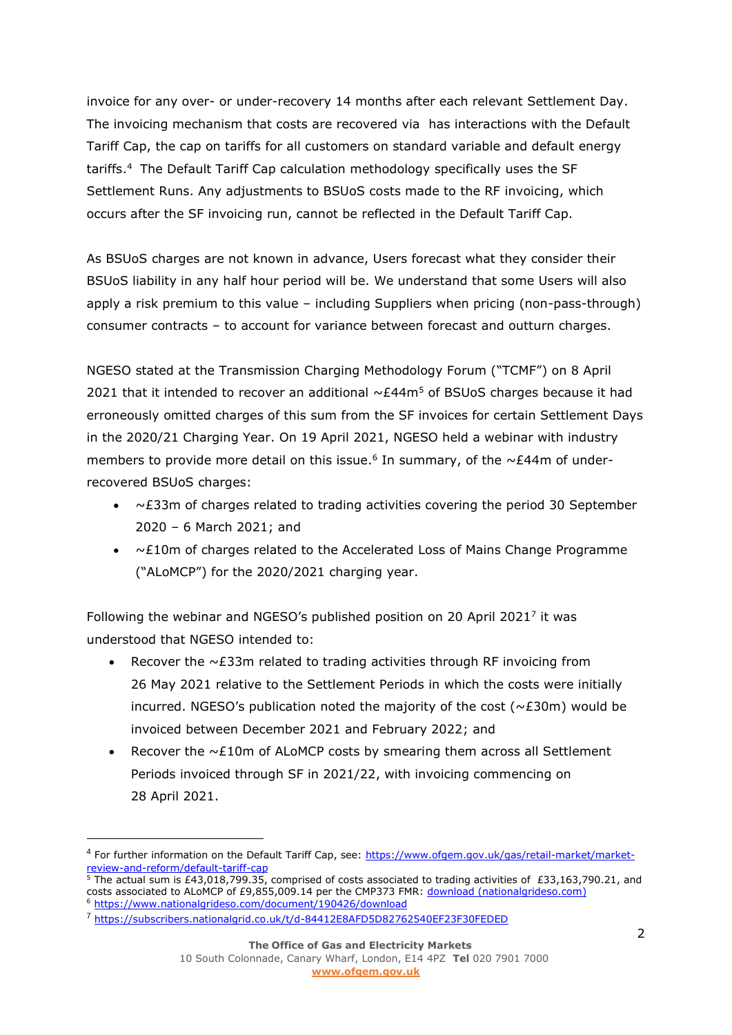invoice for any over- or under-recovery 14 months after each relevant Settlement Day. The invoicing mechanism that costs are recovered via  has interactions with the Default Tariff Cap, the cap on tariffs for all customers on standard variable and default energy tariffs.[4] The Default Tariff Cap calculation methodology specifically uses the SF Settlement Runs. Any adjustments to BSUoS costs made to the RF invoicing, which occurs after the SF invoicing run, cannot be reflected in the Default Tariff Cap.

As BSUoS charges are not known in advance, Users forecast what they consider their BSUoS liability in any half hour period will be. We understand that some Users will also apply a risk premium to this value – including Suppliers when pricing (non-pass-through) consumer contracts – to account for variance between forecast and outturn charges.

NGESO stated at the Transmission Charging Methodology Forum ("TCMF") on 8 April 2021 that it intended to recover an additional ~£44m[5] of BSUoS charges because it had erroneously omitted charges of this sum from the SF invoices for certain Settlement Days in the 2020/21 Charging Year. On 19 April 2021, NGESO held a webinar with industry members to provide more detail on this issue.[6] In summary, of the ~£44m of under-recovered BSUoS charges:

- ~£33m of charges related to trading activities covering the period 30 September 2020 – 6 March 2021; and
- ~£10m of charges related to the Accelerated Loss of Mains Change Programme ("ALoMCP") for the 2020/2021 charging year.

Following the webinar and NGESO's published position on 20 April 2021[7] it was understood that NGESO intended to:

- Recover the ~£33m related to trading activities through RF invoicing from 26 May 2021 relative to the Settlement Periods in which the costs were initially incurred. NGESO's publication noted the majority of the cost (~£30m) would be invoiced between December 2021 and February 2022; and
- Recover the ~£10m of ALoMCP costs by smearing them across all Settlement Periods invoiced through SF in 2021/22, with invoicing commencing on 28 April 2021.

---

[4] For further information on the Default Tariff Cap, see: https://www.ofgem.gov.uk/gas/retail-market/market-review-and-reform/default-tariff-cap

[5] The actual sum is £43,018,799.35, comprised of costs associated to trading activities of £33,163,790.21, and costs associated to ALoMCP of £9,855,009.14 per the CMP373 FMR: download (nationalgrideso.com)

[6] https://www.nationalgrideso.com/document/190426/download

[7] https://subscribers.nationalgrid.co.uk/t/d-84412E8AFD5D82762540EF23F30FEDED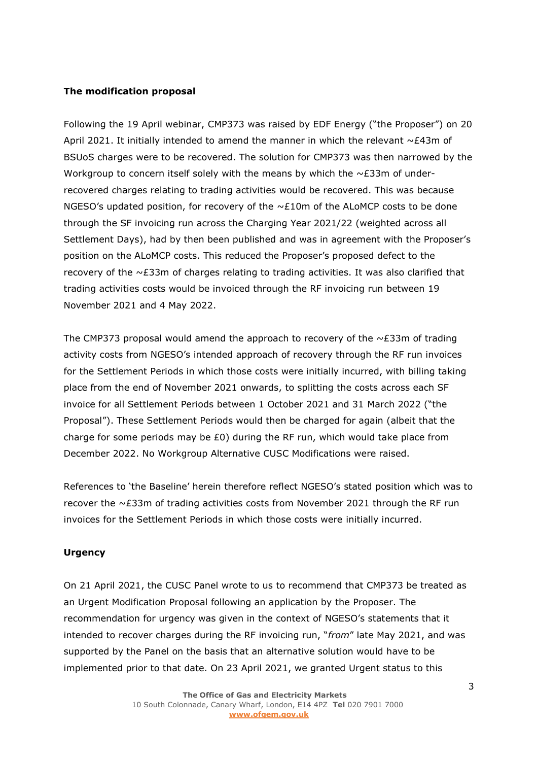**The modification proposal**

Following the 19 April webinar, CMP373 was raised by EDF Energy ("the Proposer") on 20 April 2021. It initially intended to amend the manner in which the relevant ~£43m of BSUoS charges were to be recovered. The solution for CMP373 was then narrowed by the Workgroup to concern itself solely with the means by which the ~£33m of under-recovered charges relating to trading activities would be recovered. This was because NGESO's updated position, for recovery of the ~£10m of the ALoMCP costs to be done through the SF invoicing run across the Charging Year 2021/22 (weighted across all Settlement Days), had by then been published and was in agreement with the Proposer's position on the ALoMCP costs. This reduced the Proposer's proposed defect to the recovery of the ~£33m of charges relating to trading activities. It was also clarified that trading activities costs would be invoiced through the RF invoicing run between 19 November 2021 and 4 May 2022.

The CMP373 proposal would amend the approach to recovery of the ~£33m of trading activity costs from NGESO's intended approach of recovery through the RF run invoices for the Settlement Periods in which those costs were initially incurred, with billing taking place from the end of November 2021 onwards, to splitting the costs across each SF invoice for all Settlement Periods between 1 October 2021 and 31 March 2022 ("the Proposal"). These Settlement Periods would then be charged for again (albeit that the charge for some periods may be £0) during the RF run, which would take place from December 2022. No Workgroup Alternative CUSC Modifications were raised.

References to 'the Baseline' herein therefore reflect NGESO's stated position which was to recover the ~£33m of trading activities costs from November 2021 through the RF run invoices for the Settlement Periods in which those costs were initially incurred.

**Urgency**

On 21 April 2021, the CUSC Panel wrote to us to recommend that CMP373 be treated as an Urgent Modification Proposal following an application by the Proposer. The recommendation for urgency was given in the context of NGESO's statements that it intended to recover charges during the RF invoicing run, "*from*" late May 2021, and was supported by the Panel on the basis that an alternative solution would have to be implemented prior to that date. On 23 April 2021, we granted Urgent status to this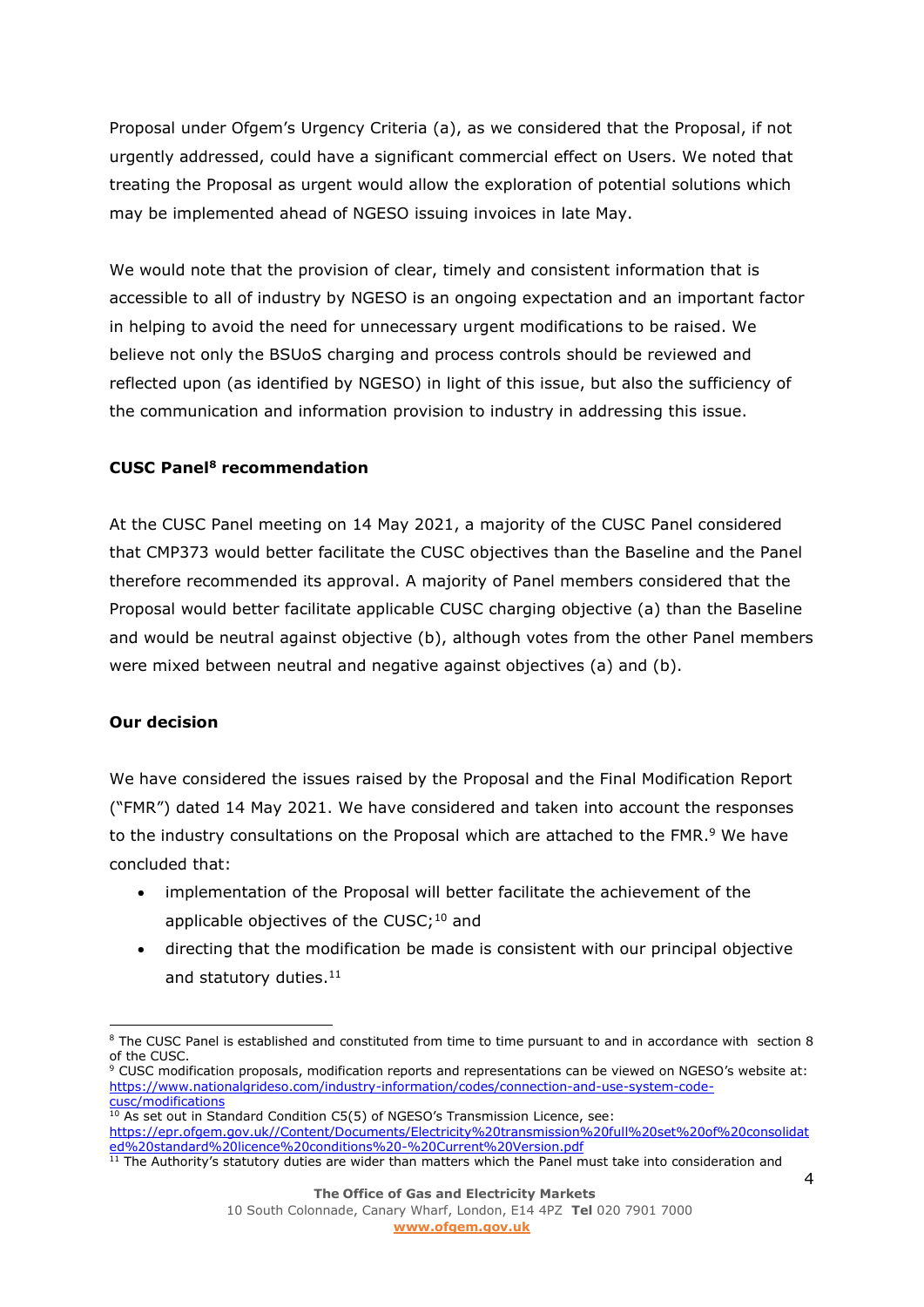Proposal under Ofgem's Urgency Criteria (a), as we considered that the Proposal, if not urgently addressed, could have a significant commercial effect on Users. We noted that treating the Proposal as urgent would allow the exploration of potential solutions which may be implemented ahead of NGESO issuing invoices in late May.

We would note that the provision of clear, timely and consistent information that is accessible to all of industry by NGESO is an ongoing expectation and an important factor in helping to avoid the need for unnecessary urgent modifications to be raised. We believe not only the BSUoS charging and process controls should be reviewed and reflected upon (as identified by NGESO) in light of this issue, but also the sufficiency of the communication and information provision to industry in addressing this issue.

**CUSC Panel[8] recommendation**

At the CUSC Panel meeting on 14 May 2021, a majority of the CUSC Panel considered that CMP373 would better facilitate the CUSC objectives than the Baseline and the Panel therefore recommended its approval. A majority of Panel members considered that the Proposal would better facilitate applicable CUSC charging objective (a) than the Baseline and would be neutral against objective (b), although votes from the other Panel members were mixed between neutral and negative against objectives (a) and (b).

**Our decision**

We have considered the issues raised by the Proposal and the Final Modification Report ("FMR") dated 14 May 2021. We have considered and taken into account the responses to the industry consultations on the Proposal which are attached to the FMR.[9] We have concluded that:

- implementation of the Proposal will better facilitate the achievement of the applicable objectives of the CUSC;[10] and
- directing that the modification be made is consistent with our principal objective and statutory duties.[11]

[8] The CUSC Panel is established and constituted from time to time pursuant to and in accordance with section 8 of the CUSC.

[9] CUSC modification proposals, modification reports and representations can be viewed on NGESO's website at: https://www.nationalgrideso.com/industry-information/codes/connection-and-use-system-code-cusc/modifications

[10] As set out in Standard Condition C5(5) of NGESO's Transmission Licence, see: https://epr.ofgem.gov.uk//Content/Documents/Electricity%20transmission%20full%20set%20of%20consolidated%20standard%20licence%20conditions%20-%20Current%20Version.pdf

[11] The Authority's statutory duties are wider than matters which the Panel must take into consideration and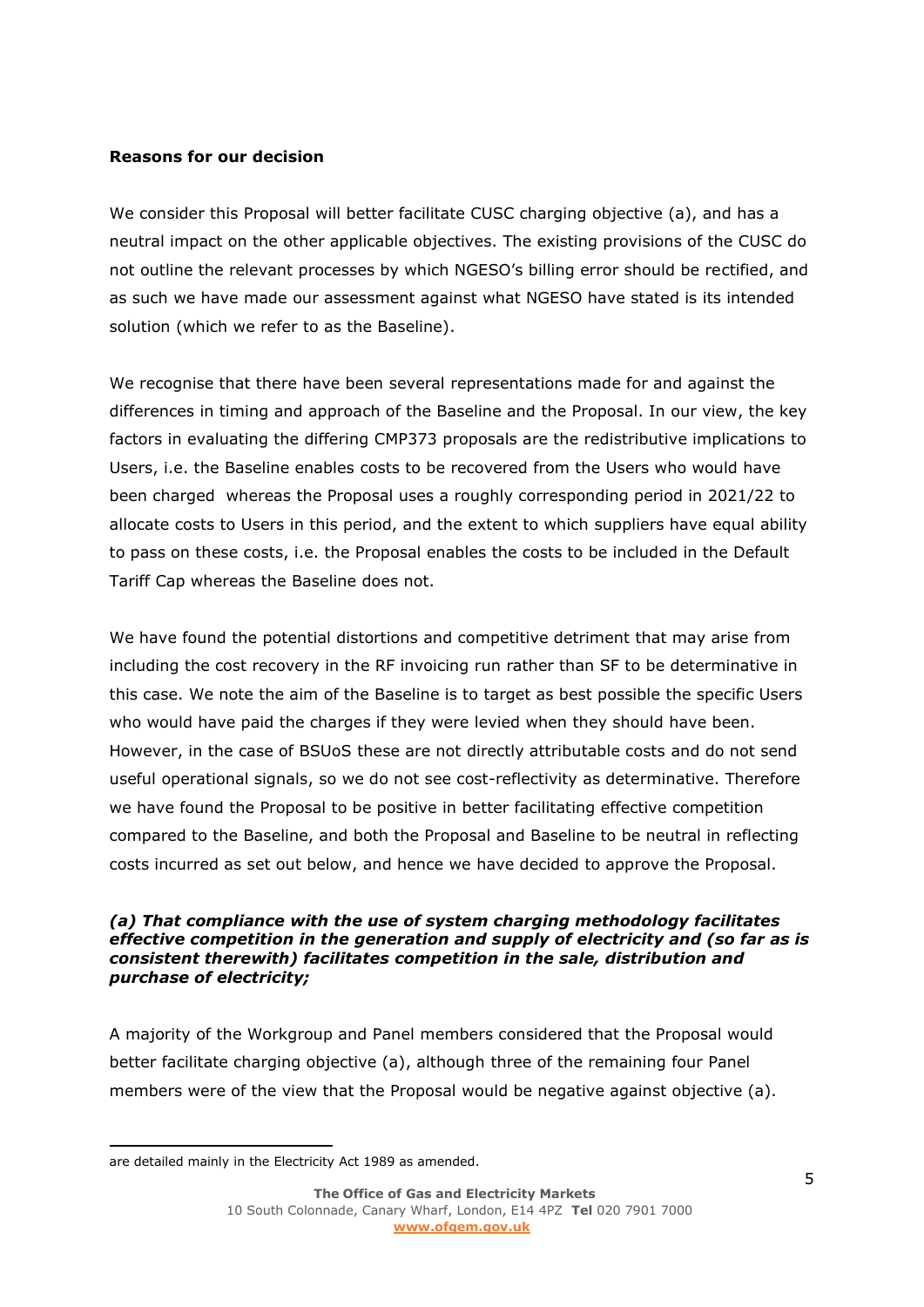**Reasons for our decision**

We consider this Proposal will better facilitate CUSC charging objective (a), and has a neutral impact on the other applicable objectives. The existing provisions of the CUSC do not outline the relevant processes by which NGESO's billing error should be rectified, and as such we have made our assessment against what NGESO have stated is its intended solution (which we refer to as the Baseline).

We recognise that there have been several representations made for and against the differences in timing and approach of the Baseline and the Proposal. In our view, the key factors in evaluating the differing CMP373 proposals are the redistributive implications to Users, i.e. the Baseline enables costs to be recovered from the Users who would have been charged whereas the Proposal uses a roughly corresponding period in 2021/22 to allocate costs to Users in this period, and the extent to which suppliers have equal ability to pass on these costs, i.e. the Proposal enables the costs to be included in the Default Tariff Cap whereas the Baseline does not.

We have found the potential distortions and competitive detriment that may arise from including the cost recovery in the RF invoicing run rather than SF to be determinative in this case. We note the aim of the Baseline is to target as best possible the specific Users who would have paid the charges if they were levied when they should have been. However, in the case of BSUoS these are not directly attributable costs and do not send useful operational signals, so we do not see cost-reflectivity as determinative. Therefore we have found the Proposal to be positive in better facilitating effective competition compared to the Baseline, and both the Proposal and Baseline to be neutral in reflecting costs incurred as set out below, and hence we have decided to approve the Proposal.

***(a) That compliance with the use of system charging methodology facilitates effective competition in the generation and supply of electricity and (so far as is consistent therewith) facilitates competition in the sale, distribution and purchase of electricity;***

A majority of the Workgroup and Panel members considered that the Proposal would better facilitate charging objective (a), although three of the remaining four Panel members were of the view that the Proposal would be negative against objective (a).

are detailed mainly in the Electricity Act 1989 as amended.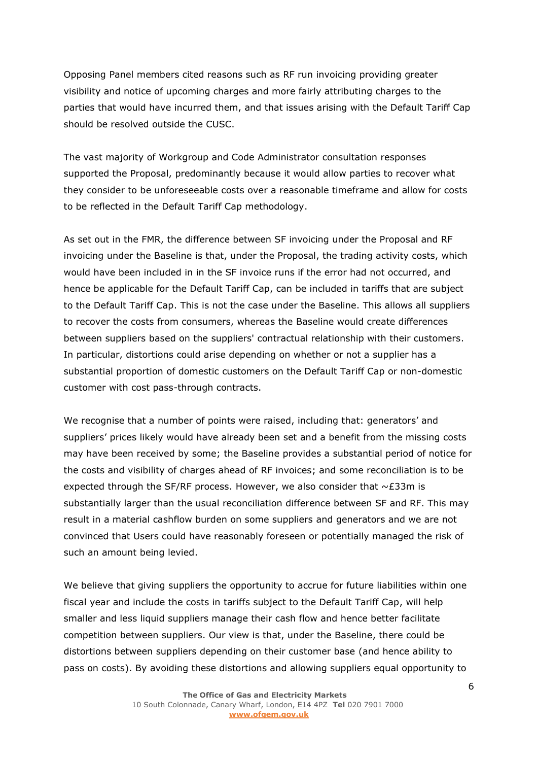Opposing Panel members cited reasons such as RF run invoicing providing greater visibility and notice of upcoming charges and more fairly attributing charges to the parties that would have incurred them, and that issues arising with the Default Tariff Cap should be resolved outside the CUSC.

The vast majority of Workgroup and Code Administrator consultation responses supported the Proposal, predominantly because it would allow parties to recover what they consider to be unforeseeable costs over a reasonable timeframe and allow for costs to be reflected in the Default Tariff Cap methodology.

As set out in the FMR, the difference between SF invoicing under the Proposal and RF invoicing under the Baseline is that, under the Proposal, the trading activity costs, which would have been included in in the SF invoice runs if the error had not occurred, and hence be applicable for the Default Tariff Cap, can be included in tariffs that are subject to the Default Tariff Cap. This is not the case under the Baseline. This allows all suppliers to recover the costs from consumers, whereas the Baseline would create differences between suppliers based on the suppliers' contractual relationship with their customers. In particular, distortions could arise depending on whether or not a supplier has a substantial proportion of domestic customers on the Default Tariff Cap or non-domestic customer with cost pass-through contracts.

We recognise that a number of points were raised, including that: generators' and suppliers' prices likely would have already been set and a benefit from the missing costs may have been received by some; the Baseline provides a substantial period of notice for the costs and visibility of charges ahead of RF invoices; and some reconciliation is to be expected through the SF/RF process. However, we also consider that ~£33m is substantially larger than the usual reconciliation difference between SF and RF. This may result in a material cashflow burden on some suppliers and generators and we are not convinced that Users could have reasonably foreseen or potentially managed the risk of such an amount being levied.

We believe that giving suppliers the opportunity to accrue for future liabilities within one fiscal year and include the costs in tariffs subject to the Default Tariff Cap, will help smaller and less liquid suppliers manage their cash flow and hence better facilitate competition between suppliers. Our view is that, under the Baseline, there could be distortions between suppliers depending on their customer base (and hence ability to pass on costs). By avoiding these distortions and allowing suppliers equal opportunity to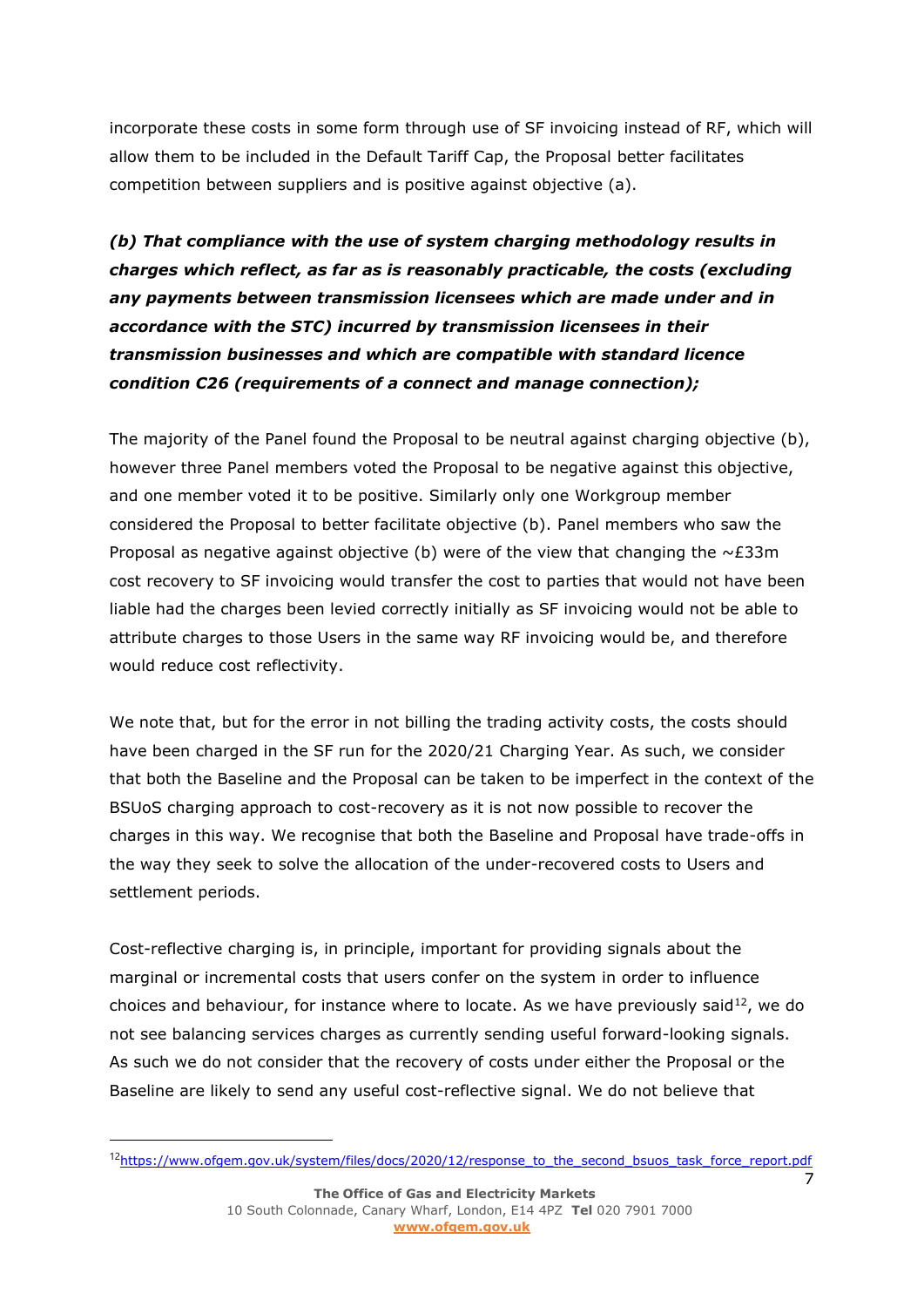incorporate these costs in some form through use of SF invoicing instead of RF, which will allow them to be included in the Default Tariff Cap, the Proposal better facilitates competition between suppliers and is positive against objective (a).

***(b) That compliance with the use of system charging methodology results in charges which reflect, as far as is reasonably practicable, the costs (excluding any payments between transmission licensees which are made under and in accordance with the STC) incurred by transmission licensees in their transmission businesses and which are compatible with standard licence condition C26 (requirements of a connect and manage connection);***

The majority of the Panel found the Proposal to be neutral against charging objective (b), however three Panel members voted the Proposal to be negative against this objective, and one member voted it to be positive. Similarly only one Workgroup member considered the Proposal to better facilitate objective (b). Panel members who saw the Proposal as negative against objective (b) were of the view that changing the ~£33m cost recovery to SF invoicing would transfer the cost to parties that would not have been liable had the charges been levied correctly initially as SF invoicing would not be able to attribute charges to those Users in the same way RF invoicing would be, and therefore would reduce cost reflectivity.

We note that, but for the error in not billing the trading activity costs, the costs should have been charged in the SF run for the 2020/21 Charging Year. As such, we consider that both the Baseline and the Proposal can be taken to be imperfect in the context of the BSUoS charging approach to cost-recovery as it is not now possible to recover the charges in this way. We recognise that both the Baseline and Proposal have trade-offs in the way they seek to solve the allocation of the under-recovered costs to Users and settlement periods.

Cost-reflective charging is, in principle, important for providing signals about the marginal or incremental costs that users confer on the system in order to influence choices and behaviour, for instance where to locate. As we have previously said[12], we do not see balancing services charges as currently sending useful forward-looking signals. As such we do not consider that the recovery of costs under either the Proposal or the Baseline are likely to send any useful cost-reflective signal. We do not believe that

[12] https://www.ofgem.gov.uk/system/files/docs/2020/12/response_to_the_second_bsuos_task_force_report.pdf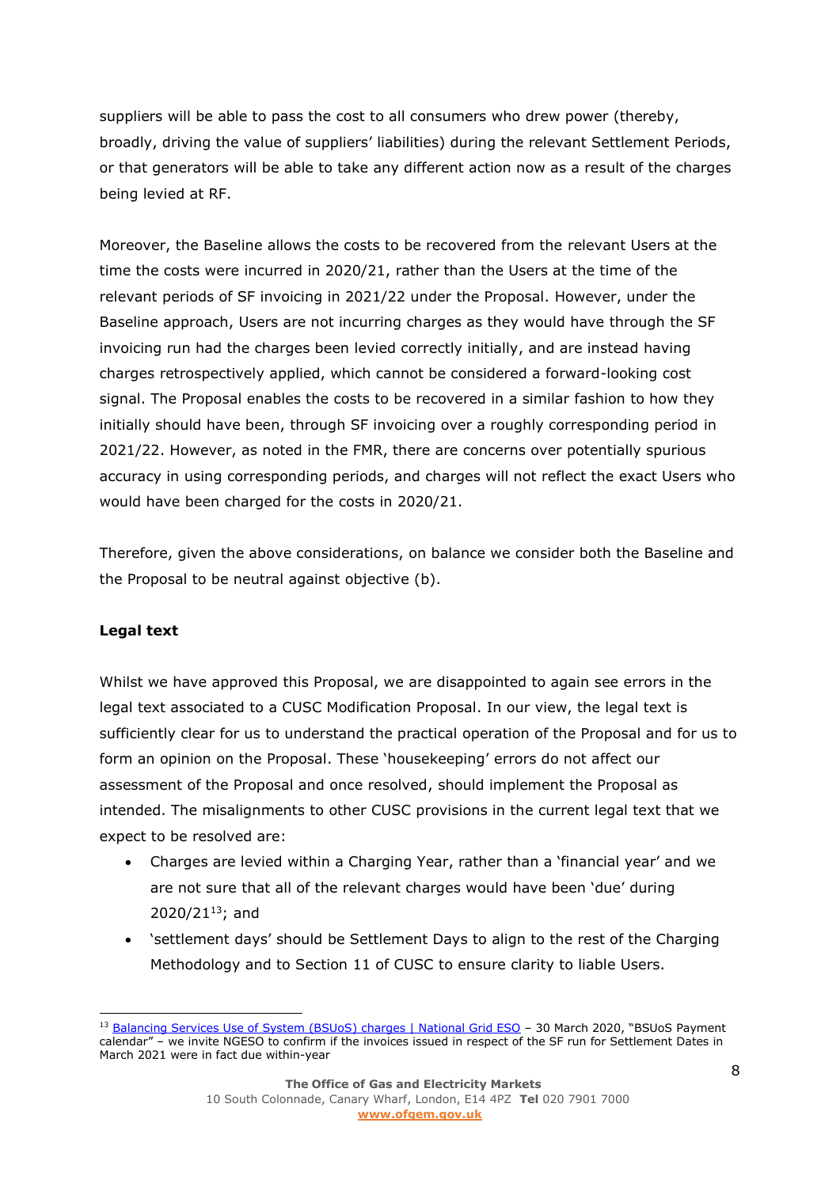suppliers will be able to pass the cost to all consumers who drew power (thereby, broadly, driving the value of suppliers' liabilities) during the relevant Settlement Periods, or that generators will be able to take any different action now as a result of the charges being levied at RF.

Moreover, the Baseline allows the costs to be recovered from the relevant Users at the time the costs were incurred in 2020/21, rather than the Users at the time of the relevant periods of SF invoicing in 2021/22 under the Proposal. However, under the Baseline approach, Users are not incurring charges as they would have through the SF invoicing run had the charges been levied correctly initially, and are instead having charges retrospectively applied, which cannot be considered a forward-looking cost signal. The Proposal enables the costs to be recovered in a similar fashion to how they initially should have been, through SF invoicing over a roughly corresponding period in 2021/22. However, as noted in the FMR, there are concerns over potentially spurious accuracy in using corresponding periods, and charges will not reflect the exact Users who would have been charged for the costs in 2020/21.

Therefore, given the above considerations, on balance we consider both the Baseline and the Proposal to be neutral against objective (b).

**Legal text**

Whilst we have approved this Proposal, we are disappointed to again see errors in the legal text associated to a CUSC Modification Proposal. In our view, the legal text is sufficiently clear for us to understand the practical operation of the Proposal and for us to form an opinion on the Proposal. These 'housekeeping' errors do not affect our assessment of the Proposal and once resolved, should implement the Proposal as intended. The misalignments to other CUSC provisions in the current legal text that we expect to be resolved are:

- Charges are levied within a Charging Year, rather than a 'financial year' and we are not sure that all of the relevant charges would have been 'due' during 2020/21[13]; and
- 'settlement days' should be Settlement Days to align to the rest of the Charging Methodology and to Section 11 of CUSC to ensure clarity to liable Users.

[13] Balancing Services Use of System (BSUoS) charges | National Grid ESO – 30 March 2020, "BSUoS Payment calendar" – we invite NGESO to confirm if the invoices issued in respect of the SF run for Settlement Dates in March 2021 were in fact due within-year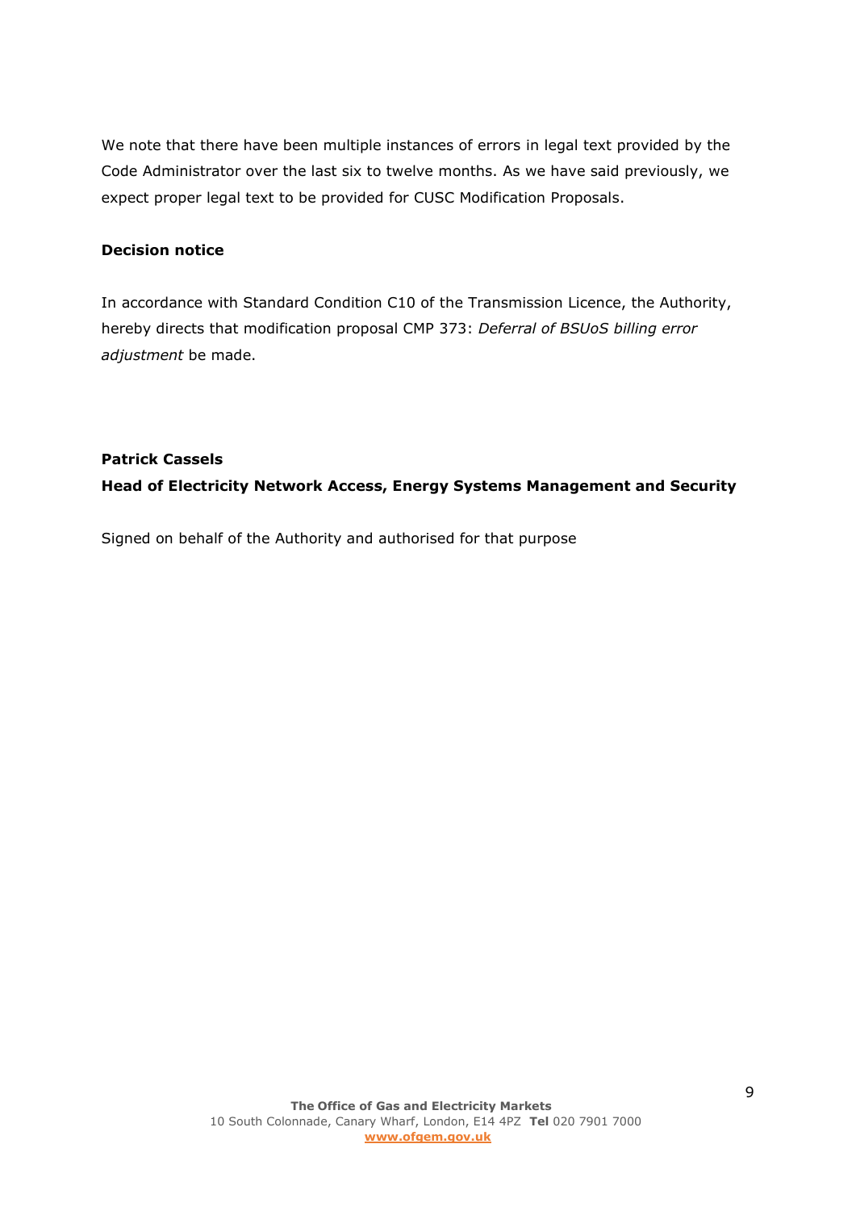We note that there have been multiple instances of errors in legal text provided by the Code Administrator over the last six to twelve months. As we have said previously, we expect proper legal text to be provided for CUSC Modification Proposals.

**Decision notice**

In accordance with Standard Condition C10 of the Transmission Licence, the Authority, hereby directs that modification proposal CMP 373: *Deferral of BSUoS billing error adjustment* be made.

**Patrick Cassels**

**Head of Electricity Network Access, Energy Systems Management and Security**

Signed on behalf of the Authority and authorised for that purpose